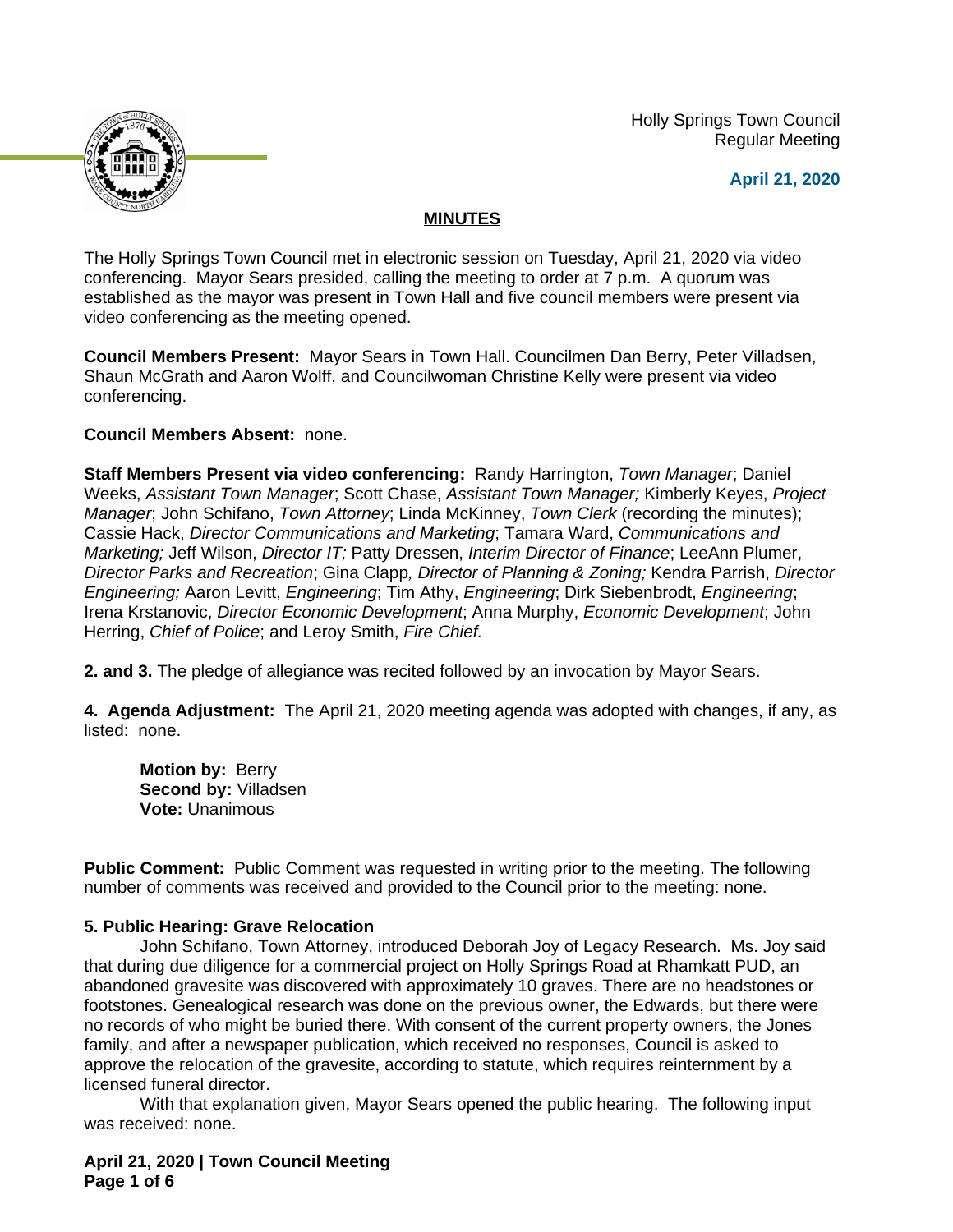Holly Springs Town Council
Regular Meeting

**April 21, 2020**

## MINUTES

The Holly Springs Town Council met in electronic session on Tuesday, April 21, 2020 via video conferencing. Mayor Sears presided, calling the meeting to order at 7 p.m. A quorum was established as the mayor was present in Town Hall and five council members were present via video conferencing as the meeting opened.

**Council Members Present:** Mayor Sears in Town Hall. Councilmen Dan Berry, Peter Villadsen, Shaun McGrath and Aaron Wolff, and Councilwoman Christine Kelly were present via video conferencing.

**Council Members Absent:** none.

**Staff Members Present via video conferencing:** Randy Harrington, *Town Manager*; Daniel Weeks, *Assistant Town Manager*; Scott Chase, *Assistant Town Manager;* Kimberly Keyes, *Project Manager*; John Schifano, *Town Attorney*; Linda McKinney, *Town Clerk* (recording the minutes); Cassie Hack, *Director Communications and Marketing*; Tamara Ward, *Communications and Marketing;* Jeff Wilson, *Director IT;* Patty Dressen, *Interim Director of Finance*; LeeAnn Plumer, *Director Parks and Recreation*; Gina Clapp*, Director of Planning & Zoning;* Kendra Parrish, *Director Engineering;* Aaron Levitt, *Engineering*; Tim Athy, *Engineering*; Dirk Siebenbrodt, *Engineering*; Irena Krstanovic, *Director Economic Development*; Anna Murphy, *Economic Development*; John Herring, *Chief of Police*; and Leroy Smith, *Fire Chief.*

**2. and 3.** The pledge of allegiance was recited followed by an invocation by Mayor Sears.

**4. Agenda Adjustment:** The April 21, 2020 meeting agenda was adopted with changes, if any, as listed: none.

> **Motion by:** Berry
> **Second by:** Villadsen
> **Vote:** Unanimous

**Public Comment:** Public Comment was requested in writing prior to the meeting. The following number of comments was received and provided to the Council prior to the meeting: none.

**5. Public Hearing: Grave Relocation**

John Schifano, Town Attorney, introduced Deborah Joy of Legacy Research. Ms. Joy said that during due diligence for a commercial project on Holly Springs Road at Rhamkatt PUD, an abandoned gravesite was discovered with approximately 10 graves. There are no headstones or footstones. Genealogical research was done on the previous owner, the Edwards, but there were no records of who might be buried there. With consent of the current property owners, the Jones family, and after a newspaper publication, which received no responses, Council is asked to approve the relocation of the gravesite, according to statute, which requires reinternment by a licensed funeral director.

With that explanation given, Mayor Sears opened the public hearing. The following input was received: none.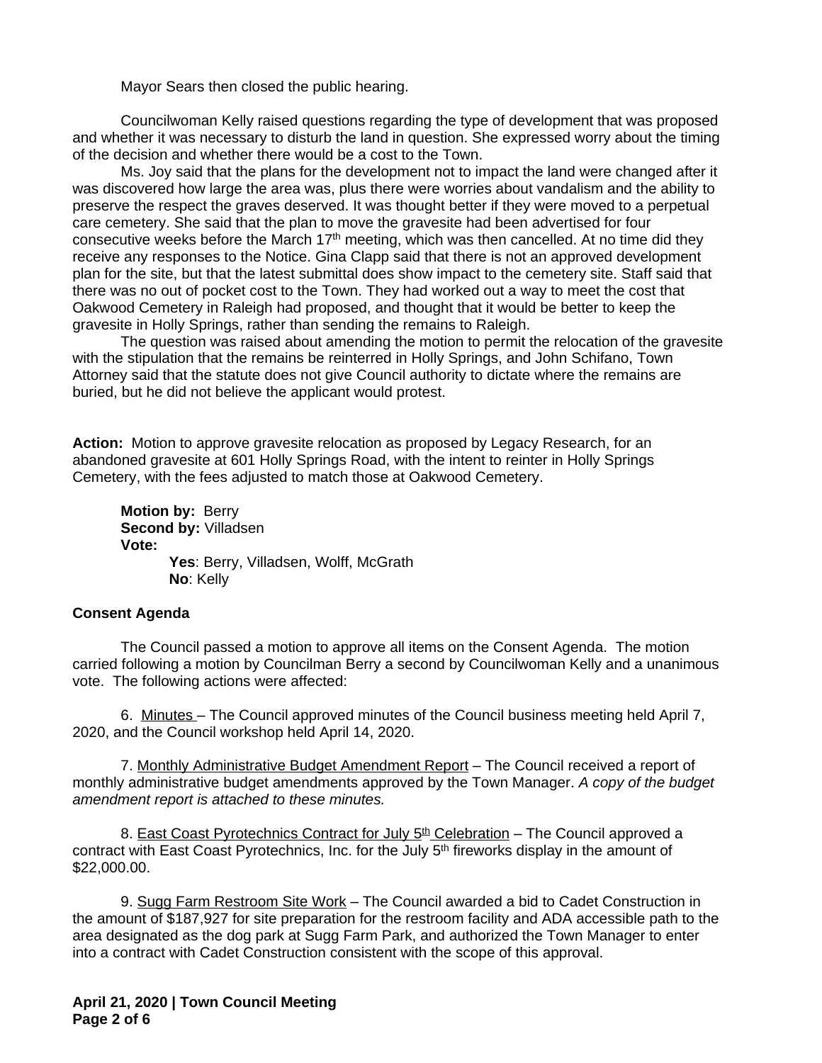Mayor Sears then closed the public hearing.

Councilwoman Kelly raised questions regarding the type of development that was proposed and whether it was necessary to disturb the land in question. She expressed worry about the timing of the decision and whether there would be a cost to the Town.

Ms. Joy said that the plans for the development not to impact the land were changed after it was discovered how large the area was, plus there were worries about vandalism and the ability to preserve the respect the graves deserved. It was thought better if they were moved to a perpetual care cemetery. She said that the plan to move the gravesite had been advertised for four consecutive weeks before the March 17th meeting, which was then cancelled. At no time did they receive any responses to the Notice. Gina Clapp said that there is not an approved development plan for the site, but that the latest submittal does show impact to the cemetery site. Staff said that there was no out of pocket cost to the Town. They had worked out a way to meet the cost that Oakwood Cemetery in Raleigh had proposed, and thought that it would be better to keep the gravesite in Holly Springs, rather than sending the remains to Raleigh.

The question was raised about amending the motion to permit the relocation of the gravesite with the stipulation that the remains be reinterred in Holly Springs, and John Schifano, Town Attorney said that the statute does not give Council authority to dictate where the remains are buried, but he did not believe the applicant would protest.

**Action:** Motion to approve gravesite relocation as proposed by Legacy Research, for an abandoned gravesite at 601 Holly Springs Road, with the intent to reinter in Holly Springs Cemetery, with the fees adjusted to match those at Oakwood Cemetery.

**Motion by:** Berry
**Second by:** Villadsen
**Vote:**
**Yes**: Berry, Villadsen, Wolff, McGrath
**No**: Kelly

**Consent Agenda**

The Council passed a motion to approve all items on the Consent Agenda. The motion carried following a motion by Councilman Berry a second by Councilwoman Kelly and a unanimous vote. The following actions were affected:

6. Minutes – The Council approved minutes of the Council business meeting held April 7, 2020, and the Council workshop held April 14, 2020.

7. Monthly Administrative Budget Amendment Report – The Council received a report of monthly administrative budget amendments approved by the Town Manager. *A copy of the budget amendment report is attached to these minutes.*

8. East Coast Pyrotechnics Contract for July 5th Celebration – The Council approved a contract with East Coast Pyrotechnics, Inc. for the July 5th fireworks display in the amount of $22,000.00.

9. Sugg Farm Restroom Site Work – The Council awarded a bid to Cadet Construction in the amount of $187,927 for site preparation for the restroom facility and ADA accessible path to the area designated as the dog park at Sugg Farm Park, and authorized the Town Manager to enter into a contract with Cadet Construction consistent with the scope of this approval.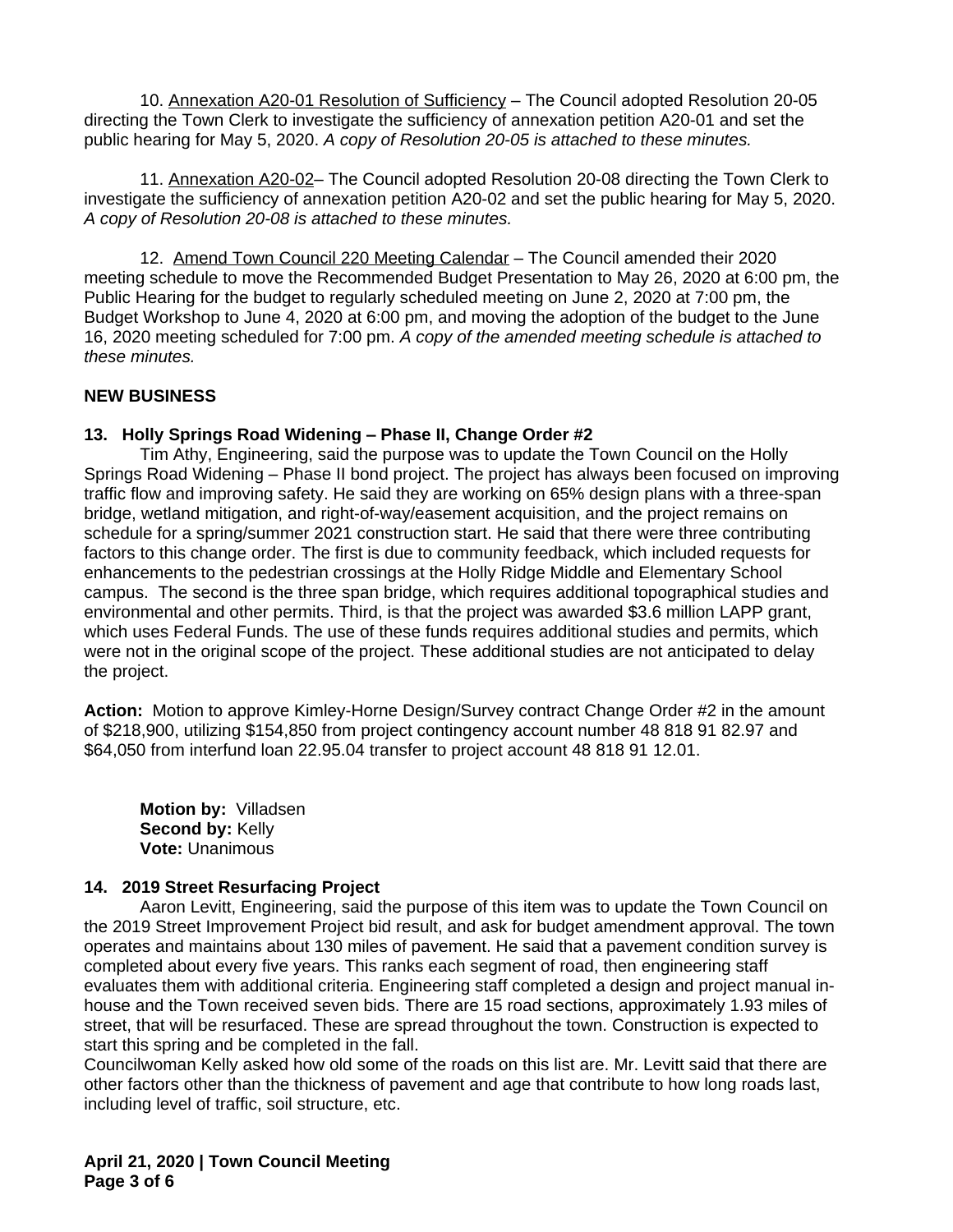10. Annexation A20-01 Resolution of Sufficiency – The Council adopted Resolution 20-05 directing the Town Clerk to investigate the sufficiency of annexation petition A20-01 and set the public hearing for May 5, 2020. *A copy of Resolution 20-05 is attached to these minutes.*

11. Annexation A20-02– The Council adopted Resolution 20-08 directing the Town Clerk to investigate the sufficiency of annexation petition A20-02 and set the public hearing for May 5, 2020. *A copy of Resolution 20-08 is attached to these minutes.*

12. Amend Town Council 220 Meeting Calendar – The Council amended their 2020 meeting schedule to move the Recommended Budget Presentation to May 26, 2020 at 6:00 pm, the Public Hearing for the budget to regularly scheduled meeting on June 2, 2020 at 7:00 pm, the Budget Workshop to June 4, 2020 at 6:00 pm, and moving the adoption of the budget to the June 16, 2020 meeting scheduled for 7:00 pm. *A copy of the amended meeting schedule is attached to these minutes.*

**NEW BUSINESS**

**13. Holly Springs Road Widening – Phase II, Change Order #2**

Tim Athy, Engineering, said the purpose was to update the Town Council on the Holly Springs Road Widening – Phase II bond project. The project has always been focused on improving traffic flow and improving safety. He said they are working on 65% design plans with a three-span bridge, wetland mitigation, and right-of-way/easement acquisition, and the project remains on schedule for a spring/summer 2021 construction start. He said that there were three contributing factors to this change order. The first is due to community feedback, which included requests for enhancements to the pedestrian crossings at the Holly Ridge Middle and Elementary School campus. The second is the three span bridge, which requires additional topographical studies and environmental and other permits. Third, is that the project was awarded $3.6 million LAPP grant, which uses Federal Funds. The use of these funds requires additional studies and permits, which were not in the original scope of the project. These additional studies are not anticipated to delay the project.

**Action:** Motion to approve Kimley-Horne Design/Survey contract Change Order #2 in the amount of $218,900, utilizing $154,850 from project contingency account number 48 818 91 82.97 and $64,050 from interfund loan 22.95.04 transfer to project account 48 818 91 12.01.

**Motion by:** Villadsen
**Second by:** Kelly
**Vote:** Unanimous

**14. 2019 Street Resurfacing Project**

Aaron Levitt, Engineering, said the purpose of this item was to update the Town Council on the 2019 Street Improvement Project bid result, and ask for budget amendment approval. The town operates and maintains about 130 miles of pavement. He said that a pavement condition survey is completed about every five years. This ranks each segment of road, then engineering staff evaluates them with additional criteria. Engineering staff completed a design and project manual in-house and the Town received seven bids. There are 15 road sections, approximately 1.93 miles of street, that will be resurfaced. These are spread throughout the town. Construction is expected to start this spring and be completed in the fall.

Councilwoman Kelly asked how old some of the roads on this list are. Mr. Levitt said that there are other factors other than the thickness of pavement and age that contribute to how long roads last, including level of traffic, soil structure, etc.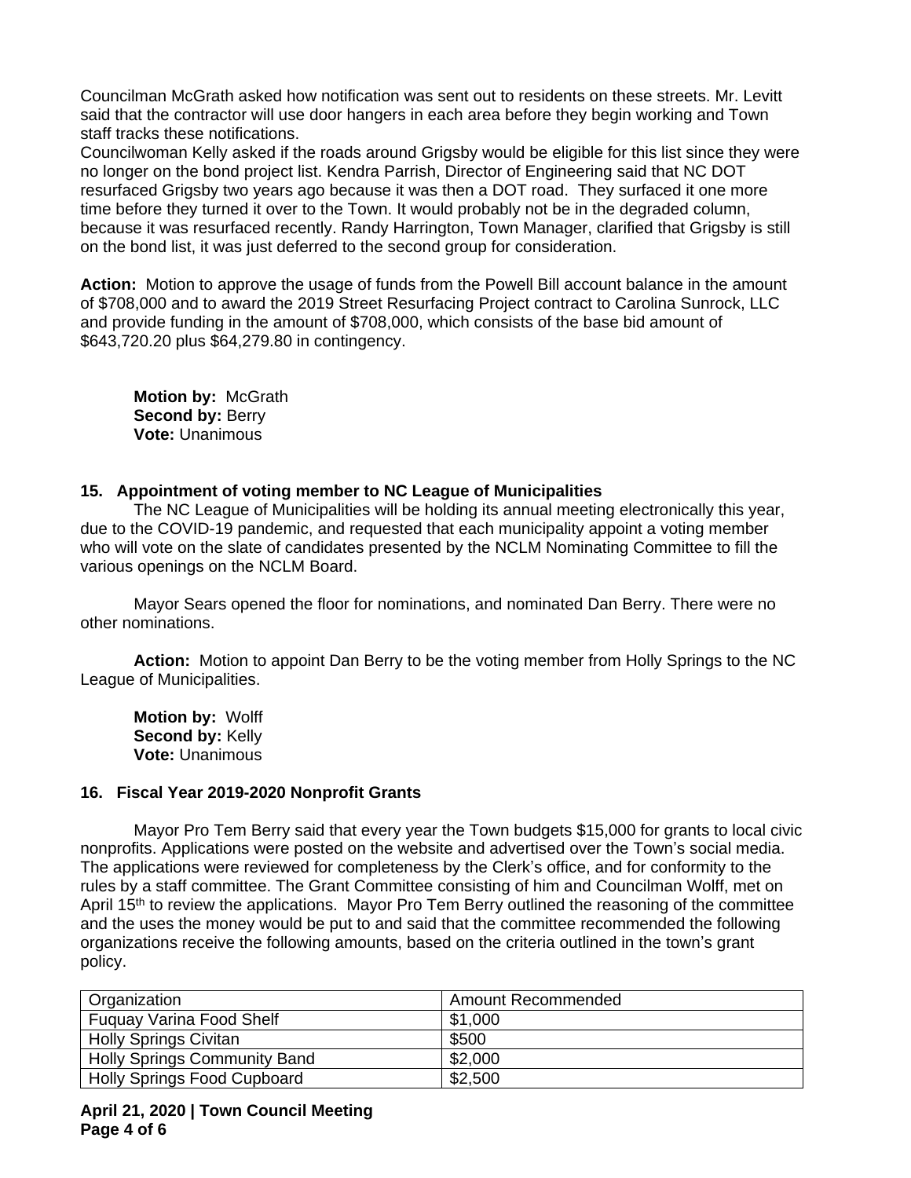Councilman McGrath asked how notification was sent out to residents on these streets. Mr. Levitt said that the contractor will use door hangers in each area before they begin working and Town staff tracks these notifications.
Councilwoman Kelly asked if the roads around Grigsby would be eligible for this list since they were no longer on the bond project list. Kendra Parrish, Director of Engineering said that NC DOT resurfaced Grigsby two years ago because it was then a DOT road. They surfaced it one more time before they turned it over to the Town. It would probably not be in the degraded column, because it was resurfaced recently. Randy Harrington, Town Manager, clarified that Grigsby is still on the bond list, it was just deferred to the second group for consideration.

**Action:** Motion to approve the usage of funds from the Powell Bill account balance in the amount of $708,000 and to award the 2019 Street Resurfacing Project contract to Carolina Sunrock, LLC and provide funding in the amount of $708,000, which consists of the base bid amount of $643,720.20 plus $64,279.80 in contingency.

**Motion by:** McGrath
**Second by:** Berry
**Vote:** Unanimous

**15. Appointment of voting member to NC League of Municipalities**

The NC League of Municipalities will be holding its annual meeting electronically this year, due to the COVID-19 pandemic, and requested that each municipality appoint a voting member who will vote on the slate of candidates presented by the NCLM Nominating Committee to fill the various openings on the NCLM Board.

Mayor Sears opened the floor for nominations, and nominated Dan Berry. There were no other nominations.

**Action:** Motion to appoint Dan Berry to be the voting member from Holly Springs to the NC League of Municipalities.

**Motion by:** Wolff
**Second by:** Kelly
**Vote:** Unanimous

**16. Fiscal Year 2019-2020 Nonprofit Grants**

Mayor Pro Tem Berry said that every year the Town budgets $15,000 for grants to local civic nonprofits. Applications were posted on the website and advertised over the Town's social media. The applications were reviewed for completeness by the Clerk's office, and for conformity to the rules by a staff committee. The Grant Committee consisting of him and Councilman Wolff, met on April 15th to review the applications. Mayor Pro Tem Berry outlined the reasoning of the committee and the uses the money would be put to and said that the committee recommended the following organizations receive the following amounts, based on the criteria outlined in the town's grant policy.

| Organization | Amount Recommended |
|---|---|
| Fuquay Varina Food Shelf | $1,000 |
| Holly Springs Civitan | $500 |
| Holly Springs Community Band | $2,000 |
| Holly Springs Food Cupboard | $2,500 |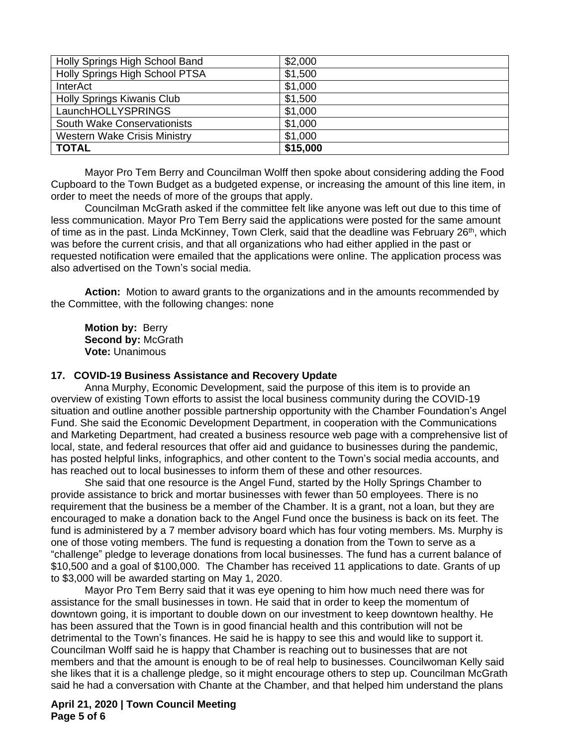| Holly Springs High School Band | $2,000 |
|---|---|
| Holly Springs High School PTSA | $1,500 |
| InterAct | $1,000 |
| Holly Springs Kiwanis Club | $1,500 |
| LaunchHOLLYSPRINGS | $1,000 |
| South Wake Conservationists | $1,000 |
| Western Wake Crisis Ministry | $1,000 |
| **TOTAL** | **$15,000** |

Mayor Pro Tem Berry and Councilman Wolff then spoke about considering adding the Food Cupboard to the Town Budget as a budgeted expense, or increasing the amount of this line item, in order to meet the needs of more of the groups that apply.

Councilman McGrath asked if the committee felt like anyone was left out due to this time of less communication. Mayor Pro Tem Berry said the applications were posted for the same amount of time as in the past. Linda McKinney, Town Clerk, said that the deadline was February 26th, which was before the current crisis, and that all organizations who had either applied in the past or requested notification were emailed that the applications were online. The application process was also advertised on the Town's social media.

**Action:** Motion to award grants to the organizations and in the amounts recommended by the Committee, with the following changes: none

**Motion by:** Berry
**Second by:** McGrath
**Vote:** Unanimous

**17. COVID-19 Business Assistance and Recovery Update**

Anna Murphy, Economic Development, said the purpose of this item is to provide an overview of existing Town efforts to assist the local business community during the COVID-19 situation and outline another possible partnership opportunity with the Chamber Foundation's Angel Fund. She said the Economic Development Department, in cooperation with the Communications and Marketing Department, had created a business resource web page with a comprehensive list of local, state, and federal resources that offer aid and guidance to businesses during the pandemic, has posted helpful links, infographics, and other content to the Town's social media accounts, and has reached out to local businesses to inform them of these and other resources.

She said that one resource is the Angel Fund, started by the Holly Springs Chamber to provide assistance to brick and mortar businesses with fewer than 50 employees. There is no requirement that the business be a member of the Chamber. It is a grant, not a loan, but they are encouraged to make a donation back to the Angel Fund once the business is back on its feet. The fund is administered by a 7 member advisory board which has four voting members. Ms. Murphy is one of those voting members. The fund is requesting a donation from the Town to serve as a "challenge" pledge to leverage donations from local businesses. The fund has a current balance of $10,500 and a goal of $100,000. The Chamber has received 11 applications to date. Grants of up to $3,000 will be awarded starting on May 1, 2020.

Mayor Pro Tem Berry said that it was eye opening to him how much need there was for assistance for the small businesses in town. He said that in order to keep the momentum of downtown going, it is important to double down on our investment to keep downtown healthy. He has been assured that the Town is in good financial health and this contribution will not be detrimental to the Town's finances. He said he is happy to see this and would like to support it. Councilman Wolff said he is happy that Chamber is reaching out to businesses that are not members and that the amount is enough to be of real help to businesses. Councilwoman Kelly said she likes that it is a challenge pledge, so it might encourage others to step up. Councilman McGrath said he had a conversation with Chante at the Chamber, and that helped him understand the plans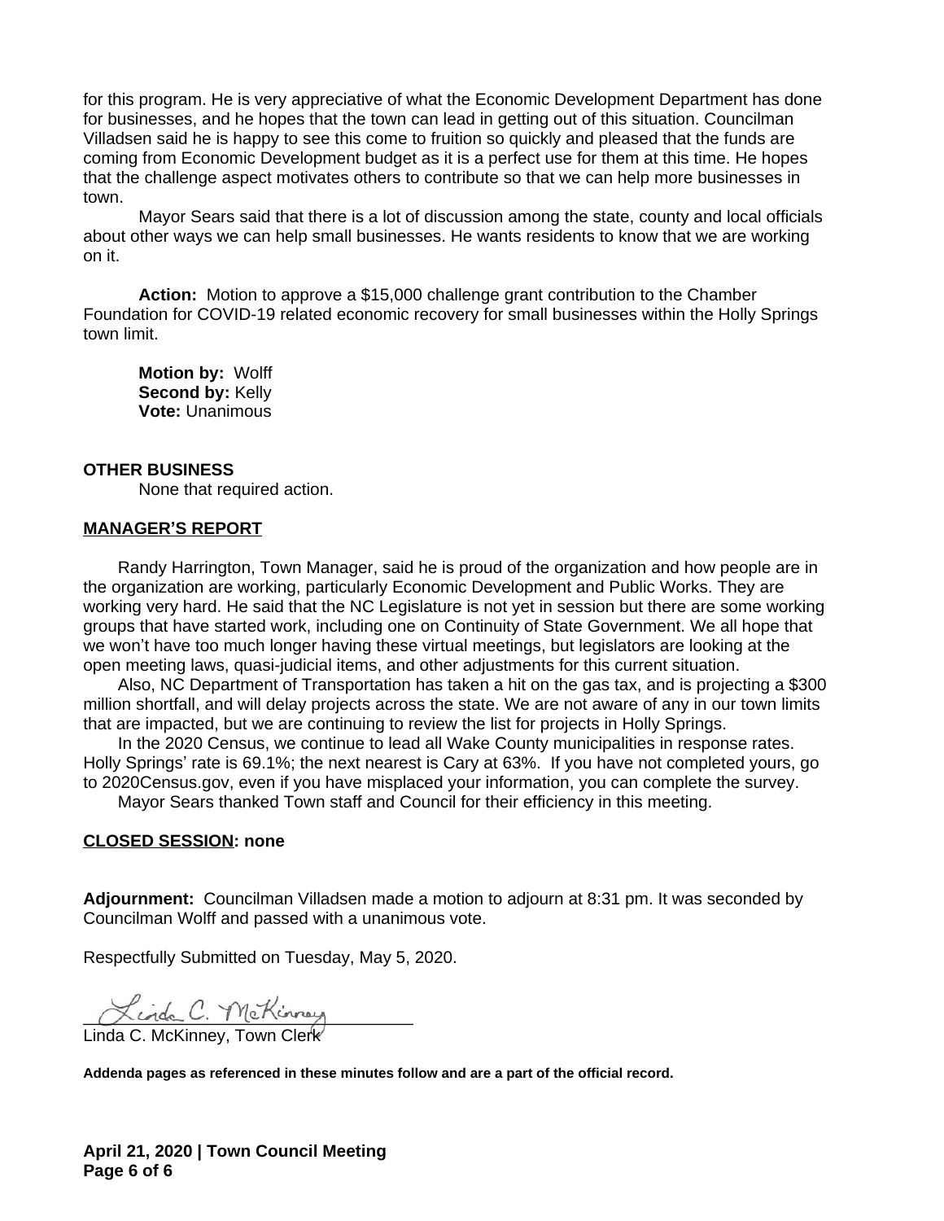for this program. He is very appreciative of what the Economic Development Department has done for businesses, and he hopes that the town can lead in getting out of this situation. Councilman Villadsen said he is happy to see this come to fruition so quickly and pleased that the funds are coming from Economic Development budget as it is a perfect use for them at this time. He hopes that the challenge aspect motivates others to contribute so that we can help more businesses in town.

Mayor Sears said that there is a lot of discussion among the state, county and local officials about other ways we can help small businesses. He wants residents to know that we are working on it.

**Action:** Motion to approve a $15,000 challenge grant contribution to the Chamber Foundation for COVID-19 related economic recovery for small businesses within the Holly Springs town limit.

**Motion by:** Wolff
**Second by:** Kelly
**Vote:** Unanimous

**OTHER BUSINESS**

None that required action.

**MANAGER'S REPORT**

Randy Harrington, Town Manager, said he is proud of the organization and how people are in the organization are working, particularly Economic Development and Public Works. They are working very hard. He said that the NC Legislature is not yet in session but there are some working groups that have started work, including one on Continuity of State Government. We all hope that we won't have too much longer having these virtual meetings, but legislators are looking at the open meeting laws, quasi-judicial items, and other adjustments for this current situation.

Also, NC Department of Transportation has taken a hit on the gas tax, and is projecting a $300 million shortfall, and will delay projects across the state. We are not aware of any in our town limits that are impacted, but we are continuing to review the list for projects in Holly Springs.

In the 2020 Census, we continue to lead all Wake County municipalities in response rates. Holly Springs' rate is 69.1%; the next nearest is Cary at 63%. If you have not completed yours, go to 2020Census.gov, even if you have misplaced your information, you can complete the survey.

Mayor Sears thanked Town staff and Council for their efficiency in this meeting.

**CLOSED SESSION: none**

**Adjournment:** Councilman Villadsen made a motion to adjourn at 8:31 pm. It was seconded by Councilman Wolff and passed with a unanimous vote.

Respectfully Submitted on Tuesday, May 5, 2020.

Linda C. McKinney

Linda C. McKinney, Town Clerk

**Addenda pages as referenced in these minutes follow and are a part of the official record.**